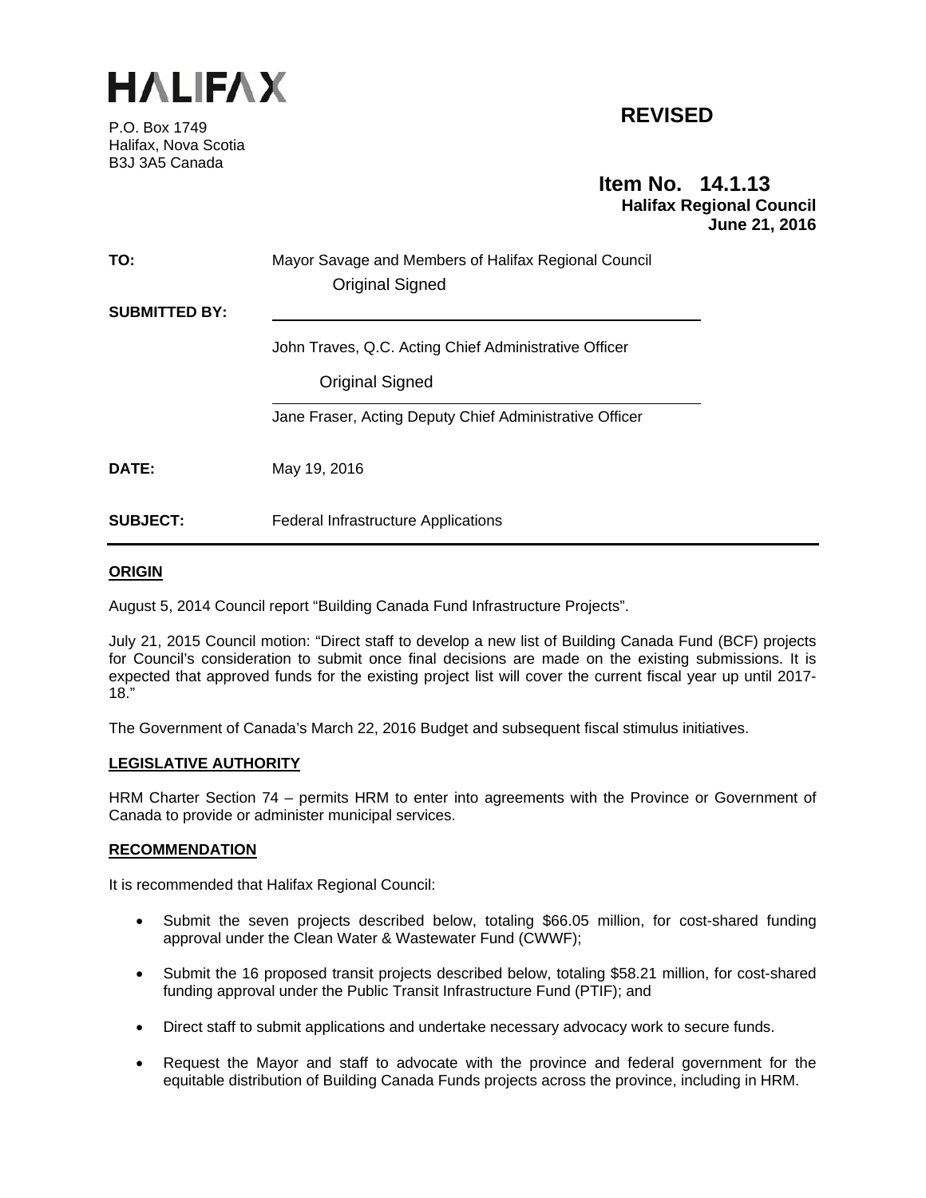# HALIFAX

P.O. Box 1749
Halifax, Nova Scotia
B3J 3A5 Canada

**REVISED**

**Item No. 14.1.13**
**Halifax Regional Council**
**June 21, 2016**

**TO:** Mayor Savage and Members of Halifax Regional Council

**SUBMITTED BY:**

Original Signed

John Traves, Q.C. Acting Chief Administrative Officer

Original Signed

Jane Fraser, Acting Deputy Chief Administrative Officer

**DATE:** May 19, 2016

**SUBJECT:** Federal Infrastructure Applications

## ORIGIN

August 5, 2014 Council report "Building Canada Fund Infrastructure Projects".

July 21, 2015 Council motion: "Direct staff to develop a new list of Building Canada Fund (BCF) projects for Council's consideration to submit once final decisions are made on the existing submissions. It is expected that approved funds for the existing project list will cover the current fiscal year up until 2017-18."

The Government of Canada's March 22, 2016 Budget and subsequent fiscal stimulus initiatives.

## LEGISLATIVE AUTHORITY

HRM Charter Section 74 – permits HRM to enter into agreements with the Province or Government of Canada to provide or administer municipal services.

## RECOMMENDATION

It is recommended that Halifax Regional Council:

- Submit the seven projects described below, totaling $66.05 million, for cost-shared funding approval under the Clean Water & Wastewater Fund (CWWF);
- Submit the 16 proposed transit projects described below, totaling $58.21 million, for cost-shared funding approval under the Public Transit Infrastructure Fund (PTIF); and
- Direct staff to submit applications and undertake necessary advocacy work to secure funds.
- Request the Mayor and staff to advocate with the province and federal government for the equitable distribution of Building Canada Funds projects across the province, including in HRM.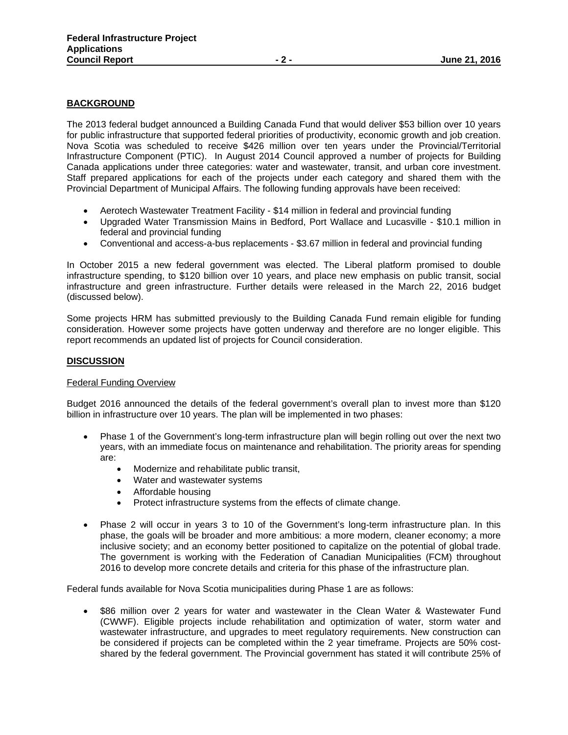## BACKGROUND

The 2013 federal budget announced a Building Canada Fund that would deliver $53 billion over 10 years for public infrastructure that supported federal priorities of productivity, economic growth and job creation. Nova Scotia was scheduled to receive $426 million over ten years under the Provincial/Territorial Infrastructure Component (PTIC). In August 2014 Council approved a number of projects for Building Canada applications under three categories: water and wastewater, transit, and urban core investment. Staff prepared applications for each of the projects under each category and shared them with the Provincial Department of Municipal Affairs. The following funding approvals have been received:

- Aerotech Wastewater Treatment Facility - $14 million in federal and provincial funding
- Upgraded Water Transmission Mains in Bedford, Port Wallace and Lucasville - $10.1 million in federal and provincial funding
- Conventional and access-a-bus replacements - $3.67 million in federal and provincial funding

In October 2015 a new federal government was elected. The Liberal platform promised to double infrastructure spending, to $120 billion over 10 years, and place new emphasis on public transit, social infrastructure and green infrastructure. Further details were released in the March 22, 2016 budget (discussed below).

Some projects HRM has submitted previously to the Building Canada Fund remain eligible for funding consideration. However some projects have gotten underway and therefore are no longer eligible. This report recommends an updated list of projects for Council consideration.

## DISCUSSION

### Federal Funding Overview

Budget 2016 announced the details of the federal government's overall plan to invest more than $120 billion in infrastructure over 10 years. The plan will be implemented in two phases:

- Phase 1 of the Government's long-term infrastructure plan will begin rolling out over the next two years, with an immediate focus on maintenance and rehabilitation. The priority areas for spending are:
  - Modernize and rehabilitate public transit,
  - Water and wastewater systems
  - Affordable housing
  - Protect infrastructure systems from the effects of climate change.
- Phase 2 will occur in years 3 to 10 of the Government's long-term infrastructure plan. In this phase, the goals will be broader and more ambitious: a more modern, cleaner economy; a more inclusive society; and an economy better positioned to capitalize on the potential of global trade. The government is working with the Federation of Canadian Municipalities (FCM) throughout 2016 to develop more concrete details and criteria for this phase of the infrastructure plan.

Federal funds available for Nova Scotia municipalities during Phase 1 are as follows:

- $86 million over 2 years for water and wastewater in the Clean Water & Wastewater Fund (CWWF). Eligible projects include rehabilitation and optimization of water, storm water and wastewater infrastructure, and upgrades to meet regulatory requirements. New construction can be considered if projects can be completed within the 2 year timeframe. Projects are 50% cost-shared by the federal government. The Provincial government has stated it will contribute 25% of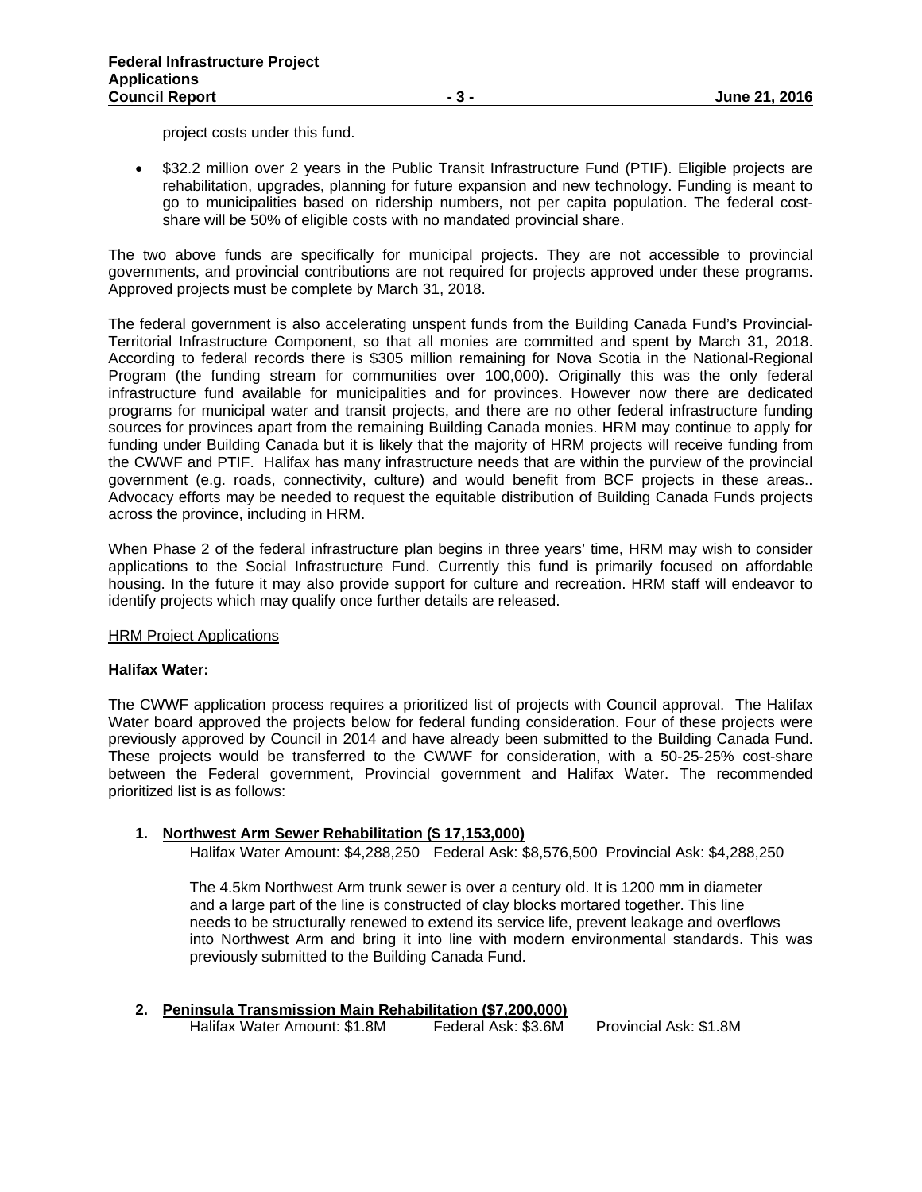project costs under this fund.

- $32.2 million over 2 years in the Public Transit Infrastructure Fund (PTIF). Eligible projects are rehabilitation, upgrades, planning for future expansion and new technology. Funding is meant to go to municipalities based on ridership numbers, not per capita population. The federal cost-share will be 50% of eligible costs with no mandated provincial share.

The two above funds are specifically for municipal projects. They are not accessible to provincial governments, and provincial contributions are not required for projects approved under these programs. Approved projects must be complete by March 31, 2018.

The federal government is also accelerating unspent funds from the Building Canada Fund's Provincial-Territorial Infrastructure Component, so that all monies are committed and spent by March 31, 2018. According to federal records there is $305 million remaining for Nova Scotia in the National-Regional Program (the funding stream for communities over 100,000). Originally this was the only federal infrastructure fund available for municipalities and for provinces. However now there are dedicated programs for municipal water and transit projects, and there are no other federal infrastructure funding sources for provinces apart from the remaining Building Canada monies. HRM may continue to apply for funding under Building Canada but it is likely that the majority of HRM projects will receive funding from the CWWF and PTIF. Halifax has many infrastructure needs that are within the purview of the provincial government (e.g. roads, connectivity, culture) and would benefit from BCF projects in these areas.. Advocacy efforts may be needed to request the equitable distribution of Building Canada Funds projects across the province, including in HRM.

When Phase 2 of the federal infrastructure plan begins in three years' time, HRM may wish to consider applications to the Social Infrastructure Fund. Currently this fund is primarily focused on affordable housing. In the future it may also provide support for culture and recreation. HRM staff will endeavor to identify projects which may qualify once further details are released.

<u>HRM Project Applications</u>

**Halifax Water:**

The CWWF application process requires a prioritized list of projects with Council approval. The Halifax Water board approved the projects below for federal funding consideration. Four of these projects were previously approved by Council in 2014 and have already been submitted to the Building Canada Fund. These projects would be transferred to the CWWF for consideration, with a 50-25-25% cost-share between the Federal government, Provincial government and Halifax Water. The recommended prioritized list is as follows:

1. **<u>Northwest Arm Sewer Rehabilitation ($ 17,153,000)</u>**

   Halifax Water Amount: $4,288,250 Federal Ask: $8,576,500 Provincial Ask: $4,288,250

   The 4.5km Northwest Arm trunk sewer is over a century old. It is 1200 mm in diameter and a large part of the line is constructed of clay blocks mortared together. This line needs to be structurally renewed to extend its service life, prevent leakage and overflows into Northwest Arm and bring it into line with modern environmental standards. This was previously submitted to the Building Canada Fund.

2. **<u>Peninsula Transmission Main Rehabilitation ($7,200,000)</u>**

   Halifax Water Amount: $1.8M Federal Ask: $3.6M Provincial Ask: $1.8M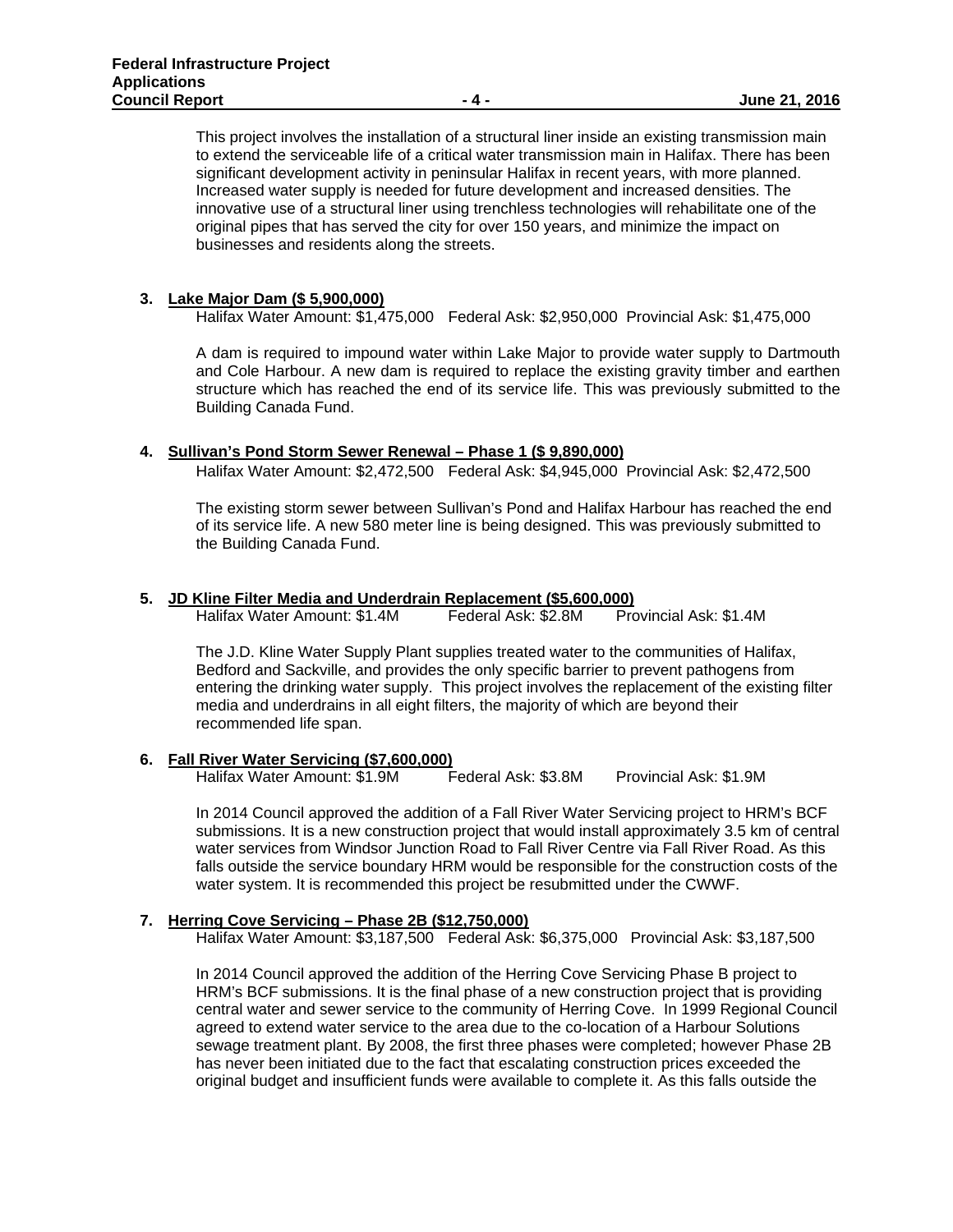This project involves the installation of a structural liner inside an existing transmission main to extend the serviceable life of a critical water transmission main in Halifax. There has been significant development activity in peninsular Halifax in recent years, with more planned. Increased water supply is needed for future development and increased densities. The innovative use of a structural liner using trenchless technologies will rehabilitate one of the original pipes that has served the city for over 150 years, and minimize the impact on businesses and residents along the streets.

3. **<u>Lake Major Dam ($ 5,900,000)</u>**
   Halifax Water Amount: $1,475,000   Federal Ask: $2,950,000   Provincial Ask: $1,475,000

   A dam is required to impound water within Lake Major to provide water supply to Dartmouth and Cole Harbour. A new dam is required to replace the existing gravity timber and earthen structure which has reached the end of its service life. This was previously submitted to the Building Canada Fund.

4. **<u>Sullivan's Pond Storm Sewer Renewal – Phase 1 ($ 9,890,000)</u>**
   Halifax Water Amount: $2,472,500   Federal Ask: $4,945,000   Provincial Ask: $2,472,500

   The existing storm sewer between Sullivan's Pond and Halifax Harbour has reached the end of its service life. A new 580 meter line is being designed. This was previously submitted to the Building Canada Fund.

5. **<u>JD Kline Filter Media and Underdrain Replacement ($5,600,000)</u>**
   Halifax Water Amount: $1.4M   Federal Ask: $2.8M   Provincial Ask: $1.4M

   The J.D. Kline Water Supply Plant supplies treated water to the communities of Halifax, Bedford and Sackville, and provides the only specific barrier to prevent pathogens from entering the drinking water supply. This project involves the replacement of the existing filter media and underdrains in all eight filters, the majority of which are beyond their recommended life span.

6. **<u>Fall River Water Servicing ($7,600,000)</u>**
   Halifax Water Amount: $1.9M   Federal Ask: $3.8M   Provincial Ask: $1.9M

   In 2014 Council approved the addition of a Fall River Water Servicing project to HRM's BCF submissions. It is a new construction project that would install approximately 3.5 km of central water services from Windsor Junction Road to Fall River Centre via Fall River Road. As this falls outside the service boundary HRM would be responsible for the construction costs of the water system. It is recommended this project be resubmitted under the CWWF.

7. **<u>Herring Cove Servicing – Phase 2B ($12,750,000)</u>**
   Halifax Water Amount: $3,187,500   Federal Ask: $6,375,000   Provincial Ask: $3,187,500

   In 2014 Council approved the addition of the Herring Cove Servicing Phase B project to HRM's BCF submissions. It is the final phase of a new construction project that is providing central water and sewer service to the community of Herring Cove. In 1999 Regional Council agreed to extend water service to the area due to the co-location of a Harbour Solutions sewage treatment plant. By 2008, the first three phases were completed; however Phase 2B has never been initiated due to the fact that escalating construction prices exceeded the original budget and insufficient funds were available to complete it. As this falls outside the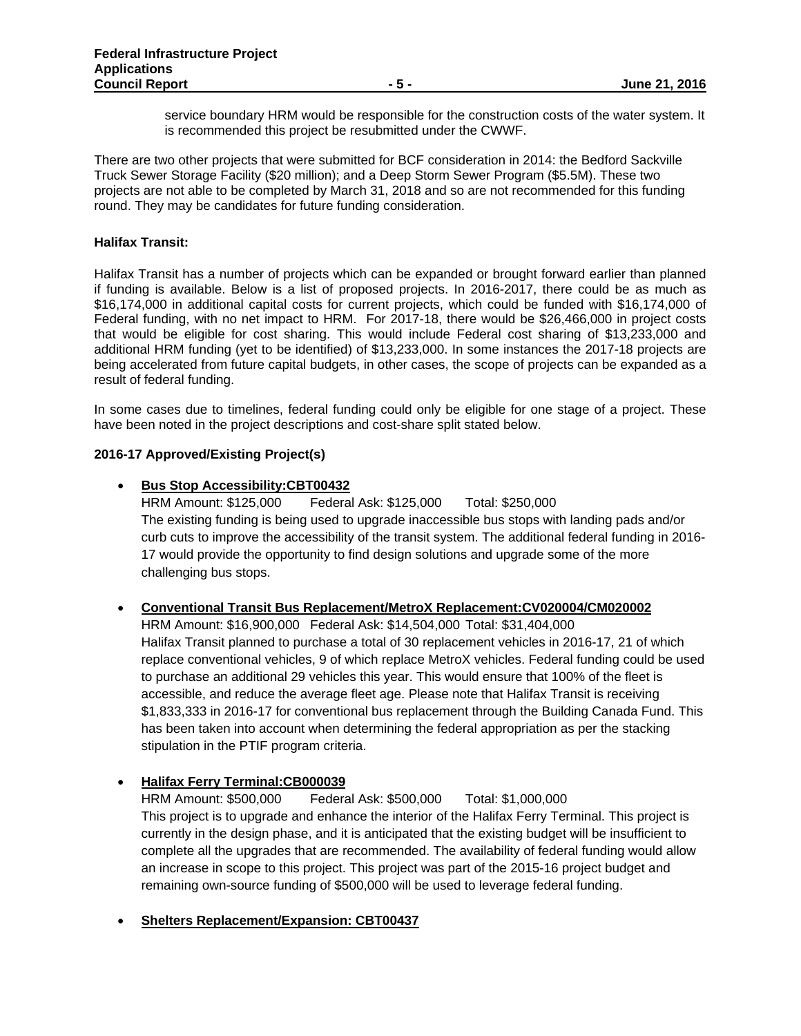service boundary HRM would be responsible for the construction costs of the water system. It is recommended this project be resubmitted under the CWWF.

There are two other projects that were submitted for BCF consideration in 2014: the Bedford Sackville Truck Sewer Storage Facility ($20 million); and a Deep Storm Sewer Program ($5.5M). These two projects are not able to be completed by March 31, 2018 and so are not recommended for this funding round. They may be candidates for future funding consideration.

**Halifax Transit:**

Halifax Transit has a number of projects which can be expanded or brought forward earlier than planned if funding is available. Below is a list of proposed projects. In 2016-2017, there could be as much as $16,174,000 in additional capital costs for current projects, which could be funded with $16,174,000 of Federal funding, with no net impact to HRM. For 2017-18, there would be $26,466,000 in project costs that would be eligible for cost sharing. This would include Federal cost sharing of $13,233,000 and additional HRM funding (yet to be identified) of $13,233,000. In some instances the 2017-18 projects are being accelerated from future capital budgets, in other cases, the scope of projects can be expanded as a result of federal funding.

In some cases due to timelines, federal funding could only be eligible for one stage of a project. These have been noted in the project descriptions and cost-share split stated below.

**2016-17 Approved/Existing Project(s)**

- **Bus Stop Accessibility:CBT00432**
  HRM Amount: $125,000 Federal Ask: $125,000 Total: $250,000
  The existing funding is being used to upgrade inaccessible bus stops with landing pads and/or curb cuts to improve the accessibility of the transit system. The additional federal funding in 2016-17 would provide the opportunity to find design solutions and upgrade some of the more challenging bus stops.

- **Conventional Transit Bus Replacement/MetroX Replacement:CV020004/CM020002**
  HRM Amount: $16,900,000 Federal Ask: $14,504,000 Total: $31,404,000
  Halifax Transit planned to purchase a total of 30 replacement vehicles in 2016-17, 21 of which replace conventional vehicles, 9 of which replace MetroX vehicles. Federal funding could be used to purchase an additional 29 vehicles this year. This would ensure that 100% of the fleet is accessible, and reduce the average fleet age. Please note that Halifax Transit is receiving $1,833,333 in 2016-17 for conventional bus replacement through the Building Canada Fund. This has been taken into account when determining the federal appropriation as per the stacking stipulation in the PTIF program criteria.

- **Halifax Ferry Terminal:CB000039**
  HRM Amount: $500,000 Federal Ask: $500,000 Total: $1,000,000
  This project is to upgrade and enhance the interior of the Halifax Ferry Terminal. This project is currently in the design phase, and it is anticipated that the existing budget will be insufficient to complete all the upgrades that are recommended. The availability of federal funding would allow an increase in scope to this project. This project was part of the 2015-16 project budget and remaining own-source funding of $500,000 will be used to leverage federal funding.

- **Shelters Replacement/Expansion: CBT00437**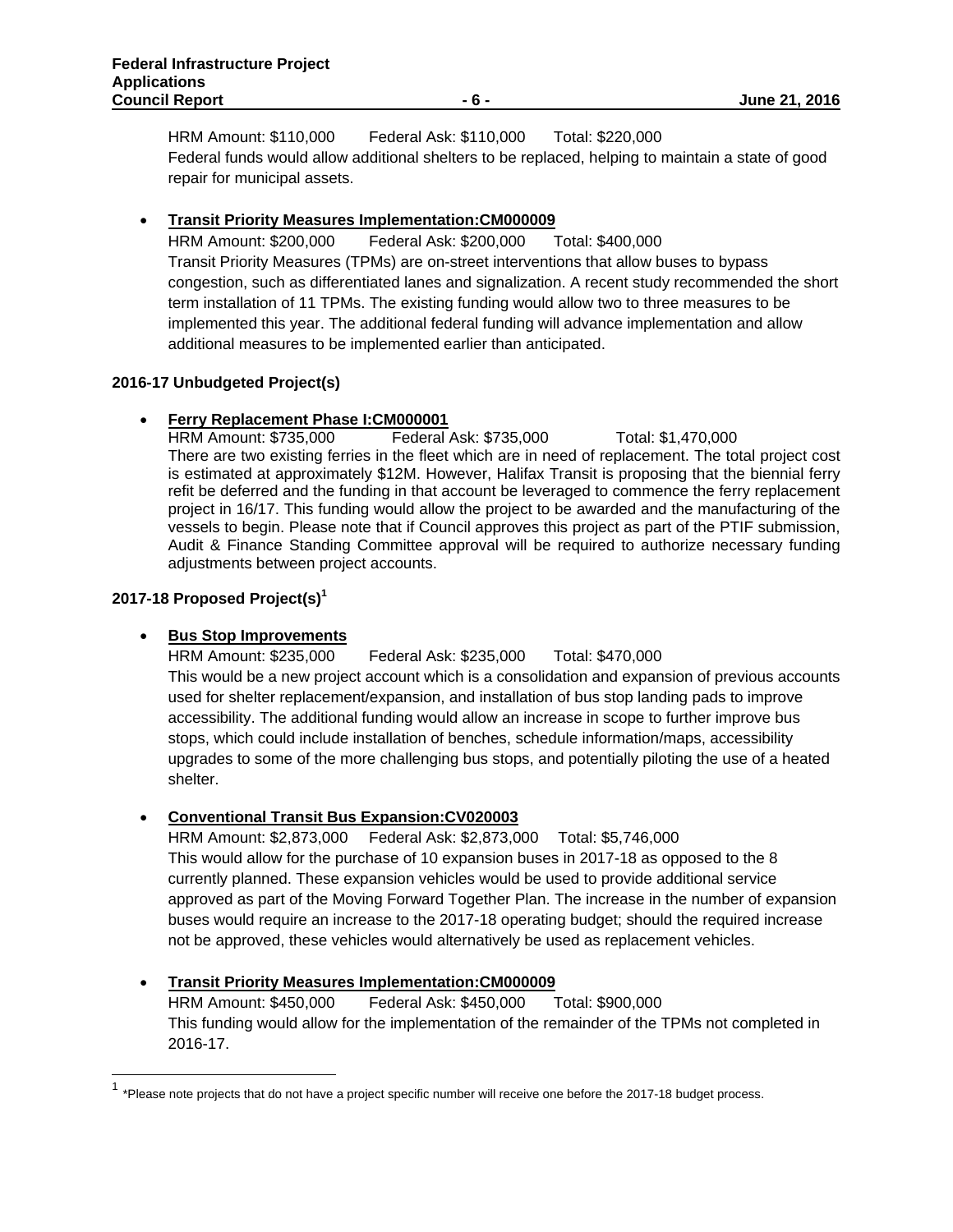HRM Amount: $110,000 Federal Ask: $110,000 Total: $220,000
Federal funds would allow additional shelters to be replaced, helping to maintain a state of good repair for municipal assets.

- **Transit Priority Measures Implementation:CM000009**
  HRM Amount: $200,000 Federal Ask: $200,000 Total: $400,000
  Transit Priority Measures (TPMs) are on-street interventions that allow buses to bypass congestion, such as differentiated lanes and signalization. A recent study recommended the short term installation of 11 TPMs. The existing funding would allow two to three measures to be implemented this year. The additional federal funding will advance implementation and allow additional measures to be implemented earlier than anticipated.

**2016-17 Unbudgeted Project(s)**

- **Ferry Replacement Phase I:CM000001**
  HRM Amount: $735,000 Federal Ask: $735,000 Total: $1,470,000
  There are two existing ferries in the fleet which are in need of replacement. The total project cost is estimated at approximately $12M. However, Halifax Transit is proposing that the biennial ferry refit be deferred and the funding in that account be leveraged to commence the ferry replacement project in 16/17. This funding would allow the project to be awarded and the manufacturing of the vessels to begin. Please note that if Council approves this project as part of the PTIF submission, Audit & Finance Standing Committee approval will be required to authorize necessary funding adjustments between project accounts.

**2017-18 Proposed Project(s)[1]**

- **Bus Stop Improvements**
  HRM Amount: $235,000 Federal Ask: $235,000 Total: $470,000
  This would be a new project account which is a consolidation and expansion of previous accounts used for shelter replacement/expansion, and installation of bus stop landing pads to improve accessibility. The additional funding would allow an increase in scope to further improve bus stops, which could include installation of benches, schedule information/maps, accessibility upgrades to some of the more challenging bus stops, and potentially piloting the use of a heated shelter.

- **Conventional Transit Bus Expansion:CV020003**
  HRM Amount: $2,873,000 Federal Ask: $2,873,000 Total: $5,746,000
  This would allow for the purchase of 10 expansion buses in 2017-18 as opposed to the 8 currently planned. These expansion vehicles would be used to provide additional service approved as part of the Moving Forward Together Plan. The increase in the number of expansion buses would require an increase to the 2017-18 operating budget; should the required increase not be approved, these vehicles would alternatively be used as replacement vehicles.

- **Transit Priority Measures Implementation:CM000009**
  HRM Amount: $450,000 Federal Ask: $450,000 Total: $900,000
  This funding would allow for the implementation of the remainder of the TPMs not completed in 2016-17.

[1] *Please note projects that do not have a project specific number will receive one before the 2017-18 budget process.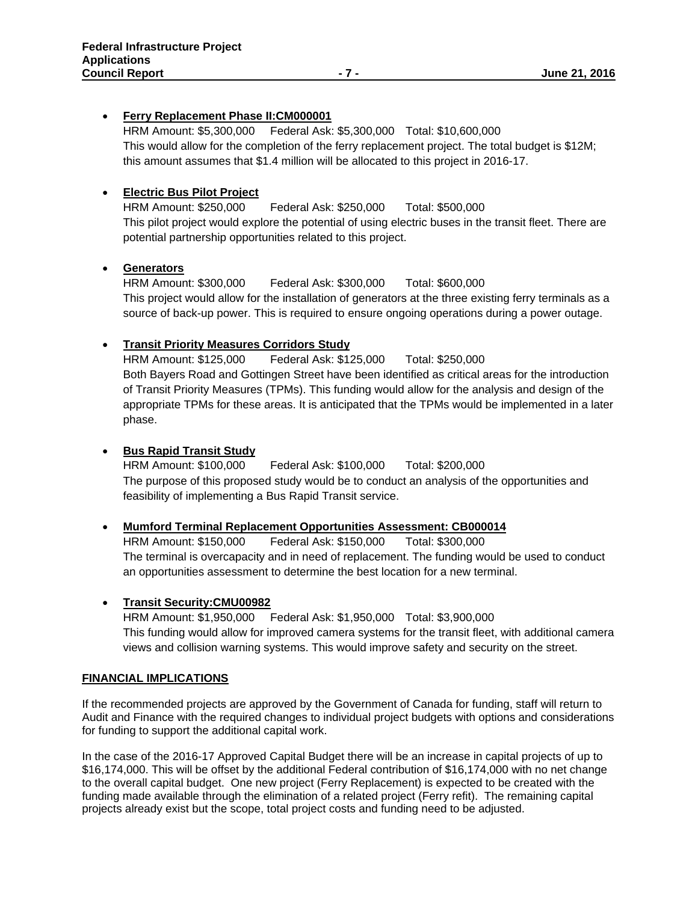- **Ferry Replacement Phase II:CM000001**
  HRM Amount: $5,300,000 Federal Ask: $5,300,000 Total: $10,600,000
  This would allow for the completion of the ferry replacement project. The total budget is $12M; this amount assumes that $1.4 million will be allocated to this project in 2016-17.

- **Electric Bus Pilot Project**
  HRM Amount: $250,000 Federal Ask: $250,000 Total: $500,000
  This pilot project would explore the potential of using electric buses in the transit fleet. There are potential partnership opportunities related to this project.

- **Generators**
  HRM Amount: $300,000 Federal Ask: $300,000 Total: $600,000
  This project would allow for the installation of generators at the three existing ferry terminals as a source of back-up power. This is required to ensure ongoing operations during a power outage.

- **Transit Priority Measures Corridors Study**
  HRM Amount: $125,000 Federal Ask: $125,000 Total: $250,000
  Both Bayers Road and Gottingen Street have been identified as critical areas for the introduction of Transit Priority Measures (TPMs). This funding would allow for the analysis and design of the appropriate TPMs for these areas. It is anticipated that the TPMs would be implemented in a later phase.

- **Bus Rapid Transit Study**
  HRM Amount: $100,000 Federal Ask: $100,000 Total: $200,000
  The purpose of this proposed study would be to conduct an analysis of the opportunities and feasibility of implementing a Bus Rapid Transit service.

- **Mumford Terminal Replacement Opportunities Assessment: CB000014**
  HRM Amount: $150,000 Federal Ask: $150,000 Total: $300,000
  The terminal is overcapacity and in need of replacement. The funding would be used to conduct an opportunities assessment to determine the best location for a new terminal.

- **Transit Security:CMU00982**
  HRM Amount: $1,950,000 Federal Ask: $1,950,000 Total: $3,900,000
  This funding would allow for improved camera systems for the transit fleet, with additional camera views and collision warning systems. This would improve safety and security on the street.

## FINANCIAL IMPLICATIONS

If the recommended projects are approved by the Government of Canada for funding, staff will return to Audit and Finance with the required changes to individual project budgets with options and considerations for funding to support the additional capital work.

In the case of the 2016-17 Approved Capital Budget there will be an increase in capital projects of up to $16,174,000. This will be offset by the additional Federal contribution of $16,174,000 with no net change to the overall capital budget. One new project (Ferry Replacement) is expected to be created with the funding made available through the elimination of a related project (Ferry refit). The remaining capital projects already exist but the scope, total project costs and funding need to be adjusted.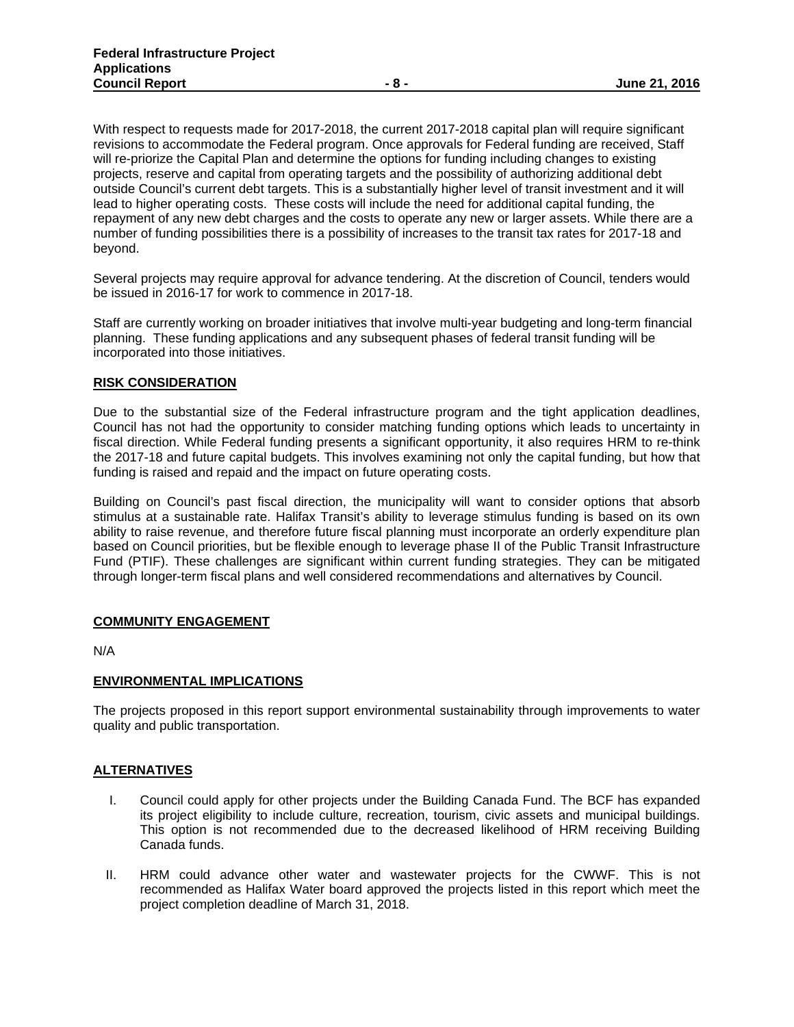With respect to requests made for 2017-2018, the current 2017-2018 capital plan will require significant revisions to accommodate the Federal program. Once approvals for Federal funding are received, Staff will re-priorize the Capital Plan and determine the options for funding including changes to existing projects, reserve and capital from operating targets and the possibility of authorizing additional debt outside Council's current debt targets. This is a substantially higher level of transit investment and it will lead to higher operating costs. These costs will include the need for additional capital funding, the repayment of any new debt charges and the costs to operate any new or larger assets. While there are a number of funding possibilities there is a possibility of increases to the transit tax rates for 2017-18 and beyond.

Several projects may require approval for advance tendering. At the discretion of Council, tenders would be issued in 2016-17 for work to commence in 2017-18.

Staff are currently working on broader initiatives that involve multi-year budgeting and long-term financial planning. These funding applications and any subsequent phases of federal transit funding will be incorporated into those initiatives.

## RISK CONSIDERATION

Due to the substantial size of the Federal infrastructure program and the tight application deadlines, Council has not had the opportunity to consider matching funding options which leads to uncertainty in fiscal direction. While Federal funding presents a significant opportunity, it also requires HRM to re-think the 2017-18 and future capital budgets. This involves examining not only the capital funding, but how that funding is raised and repaid and the impact on future operating costs.

Building on Council's past fiscal direction, the municipality will want to consider options that absorb stimulus at a sustainable rate. Halifax Transit's ability to leverage stimulus funding is based on its own ability to raise revenue, and therefore future fiscal planning must incorporate an orderly expenditure plan based on Council priorities, but be flexible enough to leverage phase II of the Public Transit Infrastructure Fund (PTIF). These challenges are significant within current funding strategies. They can be mitigated through longer-term fiscal plans and well considered recommendations and alternatives by Council.

## COMMUNITY ENGAGEMENT

N/A

## ENVIRONMENTAL IMPLICATIONS

The projects proposed in this report support environmental sustainability through improvements to water quality and public transportation.

## ALTERNATIVES

I. Council could apply for other projects under the Building Canada Fund. The BCF has expanded its project eligibility to include culture, recreation, tourism, civic assets and municipal buildings. This option is not recommended due to the decreased likelihood of HRM receiving Building Canada funds.

II. HRM could advance other water and wastewater projects for the CWWF. This is not recommended as Halifax Water board approved the projects listed in this report which meet the project completion deadline of March 31, 2018.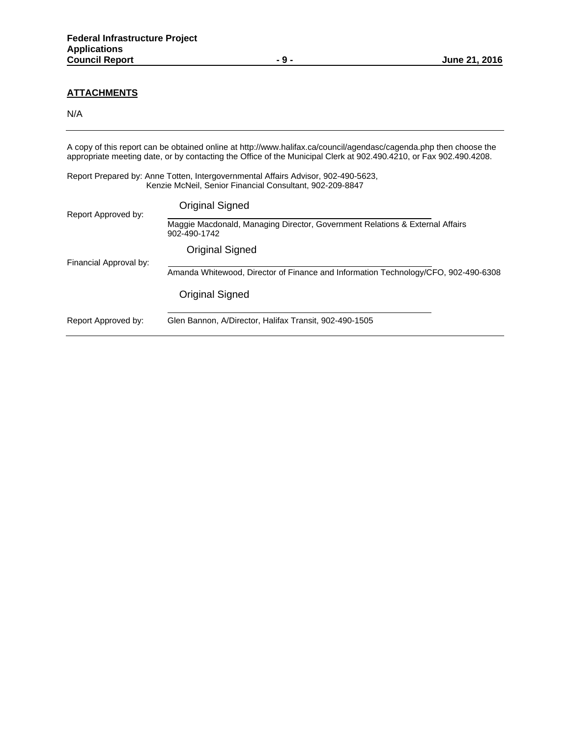## ATTACHMENTS

N/A

---

A copy of this report can be obtained online at http://www.halifax.ca/council/agendasc/cagenda.php then choose the appropriate meeting date, or by contacting the Office of the Municipal Clerk at 902.490.4210, or Fax 902.490.4208.

Report Prepared by: Anne Totten, Intergovernmental Affairs Advisor, 902-490-5623,
Kenzie McNeil, Senior Financial Consultant, 902-209-8847

Report Approved by: Original Signed

Maggie Macdonald, Managing Director, Government Relations & External Affairs 902-490-1742

Financial Approval by: Original Signed

Amanda Whitewood, Director of Finance and Information Technology/CFO, 902-490-6308

Report Approved by: Original Signed

Glen Bannon, A/Director, Halifax Transit, 902-490-1505